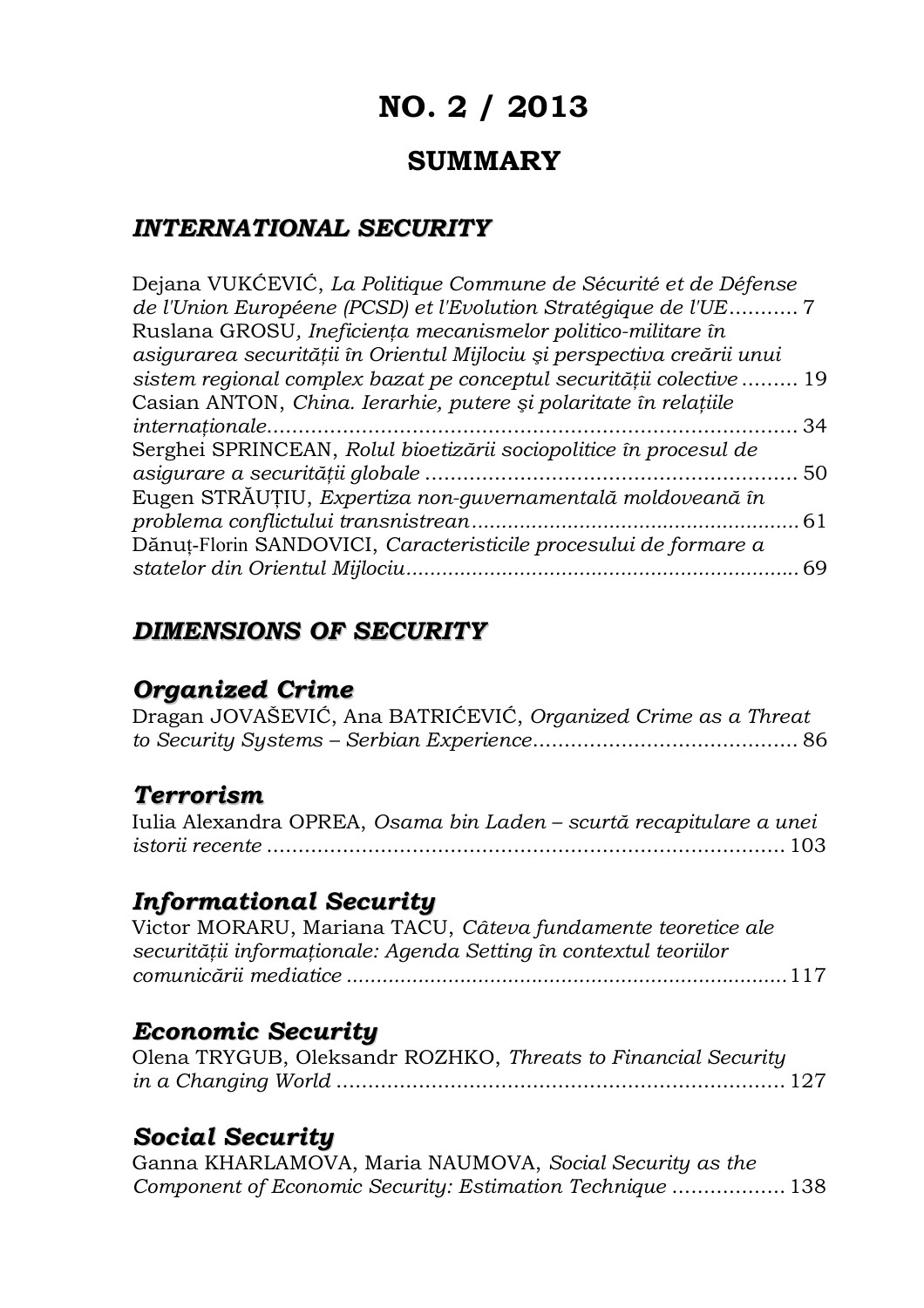# NO. 2 / 2013

## SUMMARY

### *INTERNATIONAL SECURITY*

Dejana VUKĆEVIĆ, *La Politique Commune de Sécurité et de Défense de l'Union Européene (PCSD) et l'Evolution Stratégique de l'UE*........... 7

Ruslana GROSU, *Ineficiența mecanismelor politico-militare în asigurarea securității în Orientul Mijlociu şi perspectiva creării unui sistem regional complex bazat pe conceptul securității colective* ......... 19

Casian ANTON, *China. Ierarhie, putere şi polaritate în relațiile internaționale*.................................................................................... 34

Serghei SPRINCEAN, *Rolul bioetizării sociopolitice în procesul de asigurare a securității globale* ........................................................... 50

Eugen STRĂUȚIU, *Expertiza non-guvernamentală moldoveană în problema conflictului transnistrean*...................................................... 61

Dănuț-Florin SANDOVICI, *Caracteristicile procesului de formare a statelor din Orientul Mijlociu*................................................................ 69

### *DIMENSIONS OF SECURITY*

#### *Organized Crime*

Dragan JOVAŠEVIĆ, Ana BATRIĆEVIĆ, *Organized Crime as a Threat to Security Systems – Serbian Experience*.......................................... 86

#### *Terrorism*

Iulia Alexandra OPREA, *Osama bin Laden – scurtă recapitulare a unei istorii recente* .................................................................................. 103

#### *Informational Security*

Victor MORARU, Mariana TACU, *Câteva fundamente teoretice ale securității informaționale: Agenda Setting în contextul teoriilor comunicării mediatice* ..........................................................................117

#### *Economic Security*

Olena TRYGUB, Oleksandr ROZHKO, *Threats to Financial Security in a Changing World* ........................................................................ 127

#### *Social Security*

Ganna KHARLAMOVA, Maria NAUMOVA, *Social Security as the Component of Economic Security: Estimation Technique* .................. 138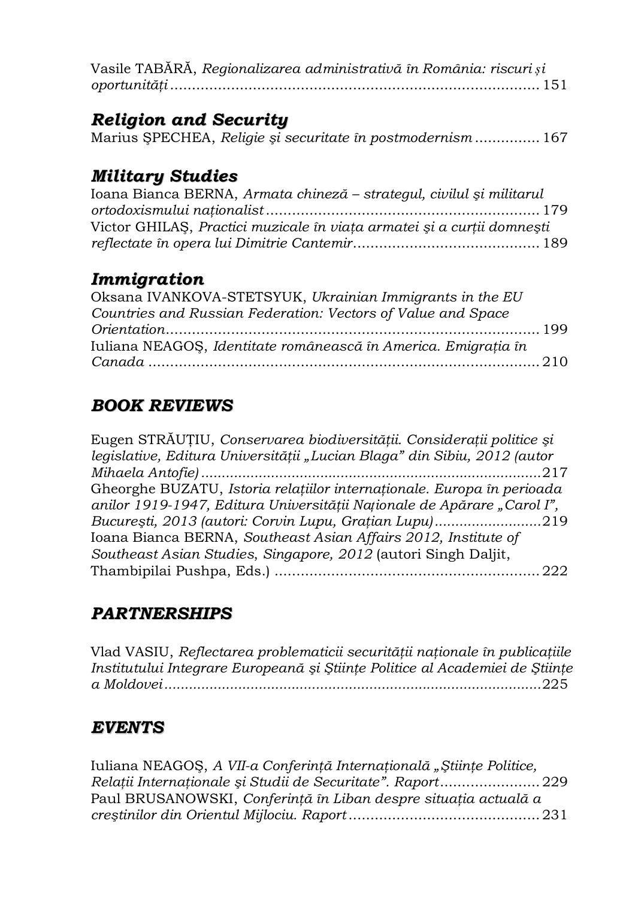Vasile TABĂRĂ, *Regionalizarea administrativă în România: riscuri și oportunități* ........................................................................ 151

## *Religion and Security*

Marius ŞPECHEA, *Religie şi securitate în postmodernism* ............... 167

## *Military Studies*

Ioana Bianca BERNA, *Armata chineză – strategul, civilul şi militarul ortodoxismului naționalist* ............................................................. 179

Victor GHILAŞ, *Practici muzicale în viața armatei şi a curții domneşti reflectate în opera lui Dimitrie Cantemir* .......................................... 189

## *Immigration*

Oksana IVANKOVA-STETSYUK, *Ukrainian Immigrants in the EU Countries and Russian Federation: Vectors of Value and Space Orientation* ........................................................................ 199

Iuliana NEAGOŞ, *Identitate românească în America. Emigrația în Canada* ........................................................................ 210

## *BOOK REVIEWS*

Eugen STRĂUȚIU, *Conservarea biodiversității. Considerații politice şi legislative, Editura Universității „Lucian Blaga" din Sibiu, 2012 (autor Mihaela Antofie)* ........................................................................ 217

Gheorghe BUZATU, *Istoria relațiilor internaționale. Europa în perioada anilor 1919-1947, Editura Universității Naționale de Apărare „Carol I", Bucureşti, 2013 (autori: Corvin Lupu, Grațian Lupu)* ......................... 219

Ioana Bianca BERNA, *Southeast Asian Affairs 2012, Institute of Southeast Asian Studies, Singapore, 2012* (autori Singh Daljit, Thambipilai Pushpa, Eds.) ............................................................ 222

## *PARTNERSHIPS*

Vlad VASIU, *Reflectarea problematicii securității naționale în publicațiile Institutului Integrare Europeană şi Ştiințe Politice al Academiei de Ştiințe a Moldovei* ........................................................................ 225

## *EVENTS*

Iuliana NEAGOŞ, *A VII-a Conferință Internațională „Ştiințe Politice, Relații Internaționale şi Studii de Securitate". Raport* ....................... 229

Paul BRUSANOWSKI, *Conferință în Liban despre situația actuală a creştinilor din Orientul Mijlociu. Raport* ........................................... 231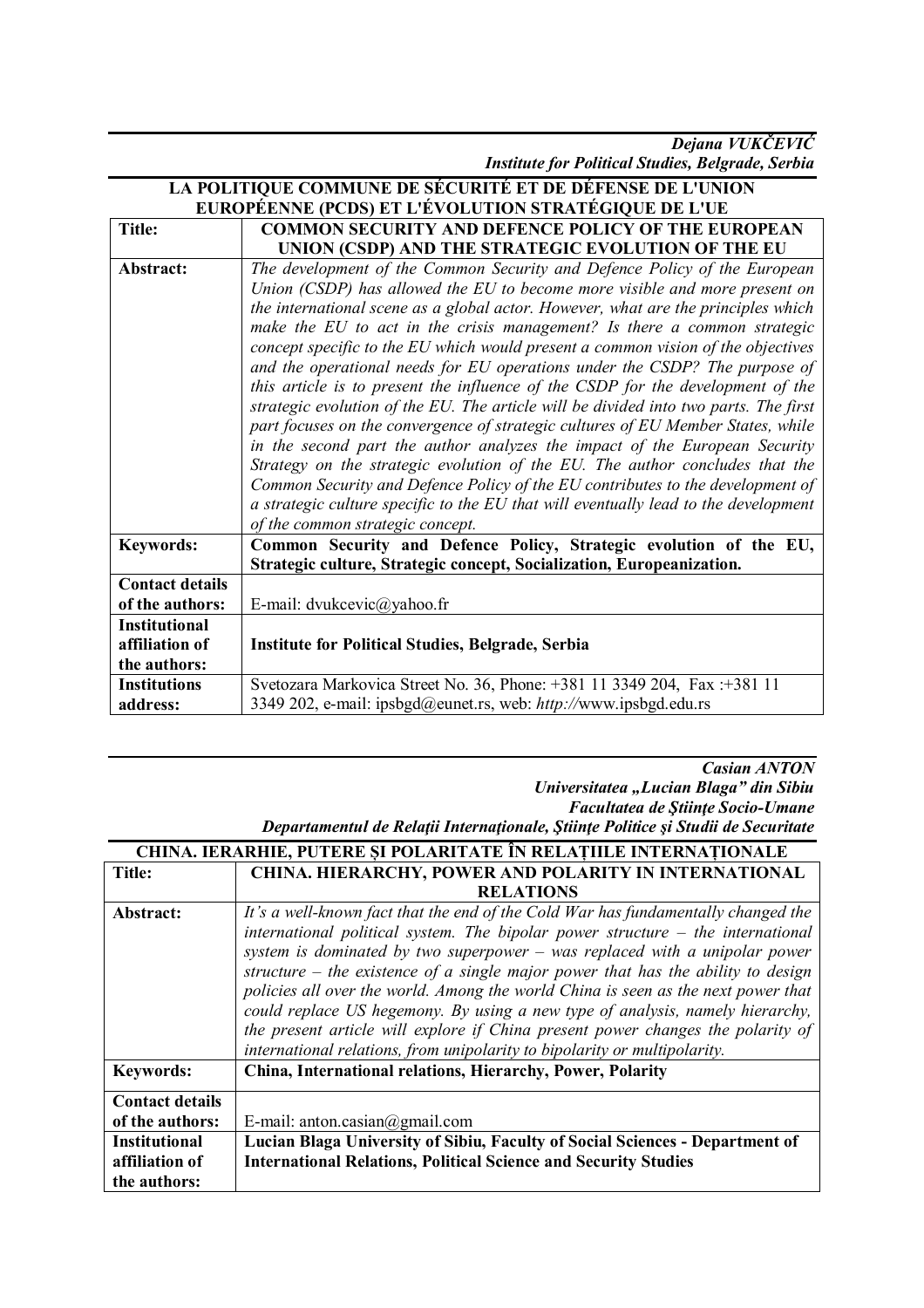***Dejana VUKČEVIĆ***
***Institute for Political Studies, Belgrade, Serbia***

**LA POLITIQUE COMMUNE DE SÉCURITÉ ET DE DÉFENSE DE L'UNION EUROPÉENNE (PCDS) ET L'ÉVOLUTION STRATÉGIQUE DE L'UE**

| | |
|---|---|
| **Title:** | **COMMON SECURITY AND DEFENCE POLICY OF THE EUROPEAN UNION (CSDP) AND THE STRATEGIC EVOLUTION OF THE EU** |
| **Abstract:** | *The development of the Common Security and Defence Policy of the European Union (CSDP) has allowed the EU to become more visible and more present on the international scene as a global actor. However, what are the principles which make the EU to act in the crisis management? Is there a common strategic concept specific to the EU which would present a common vision of the objectives and the operational needs for EU operations under the CSDP? The purpose of this article is to present the influence of the CSDP for the development of the strategic evolution of the EU. The article will be divided into two parts. The first part focuses on the convergence of strategic cultures of EU Member States, while in the second part the author analyzes the impact of the European Security Strategy on the strategic evolution of the EU. The author concludes that the Common Security and Defence Policy of the EU contributes to the development of a strategic culture specific to the EU that will eventually lead to the development of the common strategic concept.* |
| **Keywords:** | **Common Security and Defence Policy, Strategic evolution of the EU, Strategic culture, Strategic concept, Socialization, Europeanization.** |
| **Contact details of the authors:** | E-mail: dvukcevic@yahoo.fr |
| **Institutional affiliation of the authors:** | **Institute for Political Studies, Belgrade, Serbia** |
| **Institutions address:** | Svetozara Markovica Street No. 36, Phone: +381 11 3349 204, Fax :+381 11 3349 202, e-mail: ipsbgd@eunet.rs, web: *http://*www.ipsbgd.edu.rs |

***Casian ANTON***
***Universitatea „Lucian Blaga" din Sibiu***
***Facultatea de Ştiinţe Socio-Umane***
***Departamentul de Relaţii Internaţionale, Ştiinţe Politice şi Studii de Securitate***

**CHINA. IERARHIE, PUTERE ŞI POLARITATE ÎN RELAŢIILE INTERNAŢIONALE**

| | |
|---|---|
| **Title:** | **CHINA. HIERARCHY, POWER AND POLARITY IN INTERNATIONAL RELATIONS** |
| **Abstract:** | *It's a well-known fact that the end of the Cold War has fundamentally changed the international political system. The bipolar power structure – the international system is dominated by two superpower – was replaced with a unipolar power structure – the existence of a single major power that has the ability to design policies all over the world. Among the world China is seen as the next power that could replace US hegemony. By using a new type of analysis, namely hierarchy, the present article will explore if China present power changes the polarity of international relations, from unipolarity to bipolarity or multipolarity.* |
| **Keywords:** | **China, International relations, Hierarchy, Power, Polarity** |
| **Contact details of the authors:** | E-mail: anton.casian@gmail.com |
| **Institutional affiliation of the authors:** | **Lucian Blaga University of Sibiu, Faculty of Social Sciences - Department of International Relations, Political Science and Security Studies** |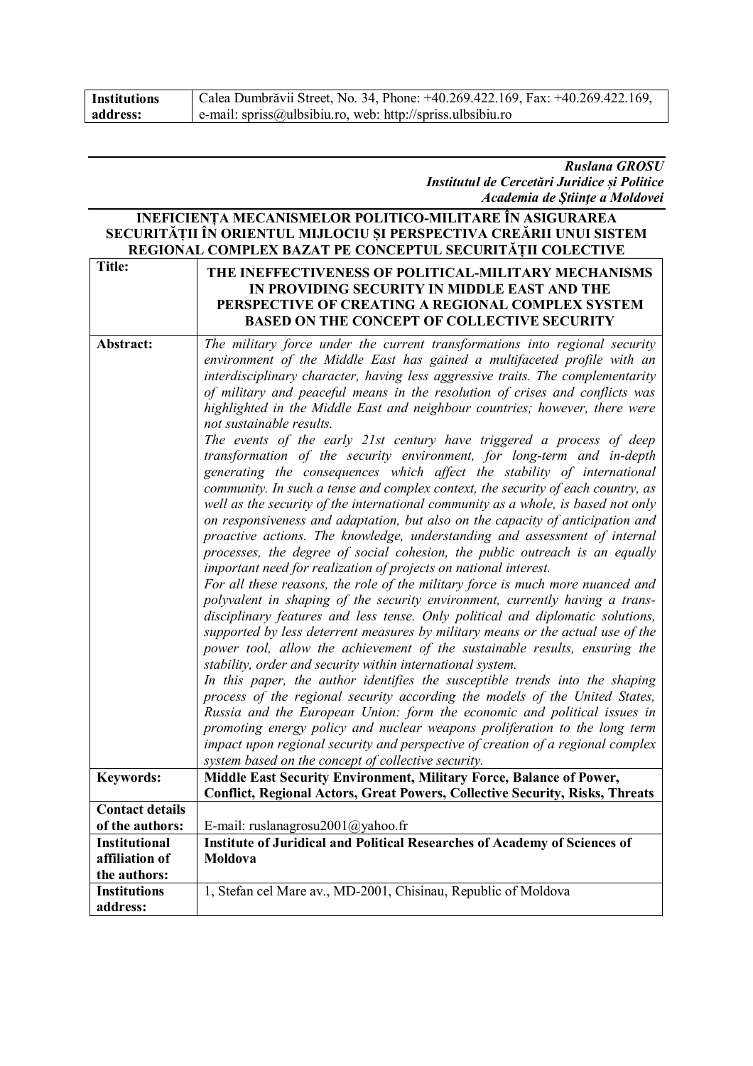| Institutions address: | Calea Dumbrăvii Street, No. 34, Phone: +40.269.422.169, Fax: +40.269.422.169, e-mail: spriss@ulbsibiu.ro, web: http://spriss.ulbsibiu.ro |
|---|---|

***Ruslana GROSU***
***Institutul de Cercetări Juridice și Politice***
***Academia de Științe a Moldovei***

**INEFICIENȚA MECANISMELOR POLITICO-MILITARE ÎN ASIGURAREA SECURITĂȚII ÎN ORIENTUL MIJLOCIU ȘI PERSPECTIVA CREĂRII UNUI SISTEM REGIONAL COMPLEX BAZAT PE CONCEPTUL SECURITĂȚII COLECTIVE**

| **Title:** | **THE INEFFECTIVENESS OF POLITICAL-MILITARY MECHANISMS IN PROVIDING SECURITY IN MIDDLE EAST AND THE PERSPECTIVE OF CREATING A REGIONAL COMPLEX SYSTEM BASED ON THE CONCEPT OF COLLECTIVE SECURITY** |
|---|---|
| **Abstract:** | *The military force under the current transformations into regional security environment of the Middle East has gained a multifaceted profile with an interdisciplinary character, having less aggressive traits. The complementarity of military and peaceful means in the resolution of crises and conflicts was highlighted in the Middle East and neighbour countries; however, there were not sustainable results.* *The events of the early 21st century have triggered a process of deep transformation of the security environment, for long-term and in-depth generating the consequences which affect the stability of international community. In such a tense and complex context, the security of each country, as well as the security of the international community as a whole, is based not only on responsiveness and adaptation, but also on the capacity of anticipation and proactive actions. The knowledge, understanding and assessment of internal processes, the degree of social cohesion, the public outreach is an equally important need for realization of projects on national interest.* *For all these reasons, the role of the military force is much more nuanced and polyvalent in shaping of the security environment, currently having a trans-disciplinary features and less tense. Only political and diplomatic solutions, supported by less deterrent measures by military means or the actual use of the power tool, allow the achievement of the sustainable results, ensuring the stability, order and security within international system.* *In this paper, the author identifies the susceptible trends into the shaping process of the regional security according the models of the United States, Russia and the European Union: form the economic and political issues in promoting energy policy and nuclear weapons proliferation to the long term impact upon regional security and perspective of creation of a regional complex system based on the concept of collective security.* |
| **Keywords:** | **Middle East Security Environment, Military Force, Balance of Power, Conflict, Regional Actors, Great Powers, Collective Security, Risks, Threats** |
| **Contact details of the authors:** | E-mail: ruslanagrosu2001@yahoo.fr |
| **Institutional affiliation of the authors:** | **Institute of Juridical and Political Researches of Academy of Sciences of Moldova** |
| **Institutions address:** | 1, Stefan cel Mare av., MD-2001, Chisinau, Republic of Moldova |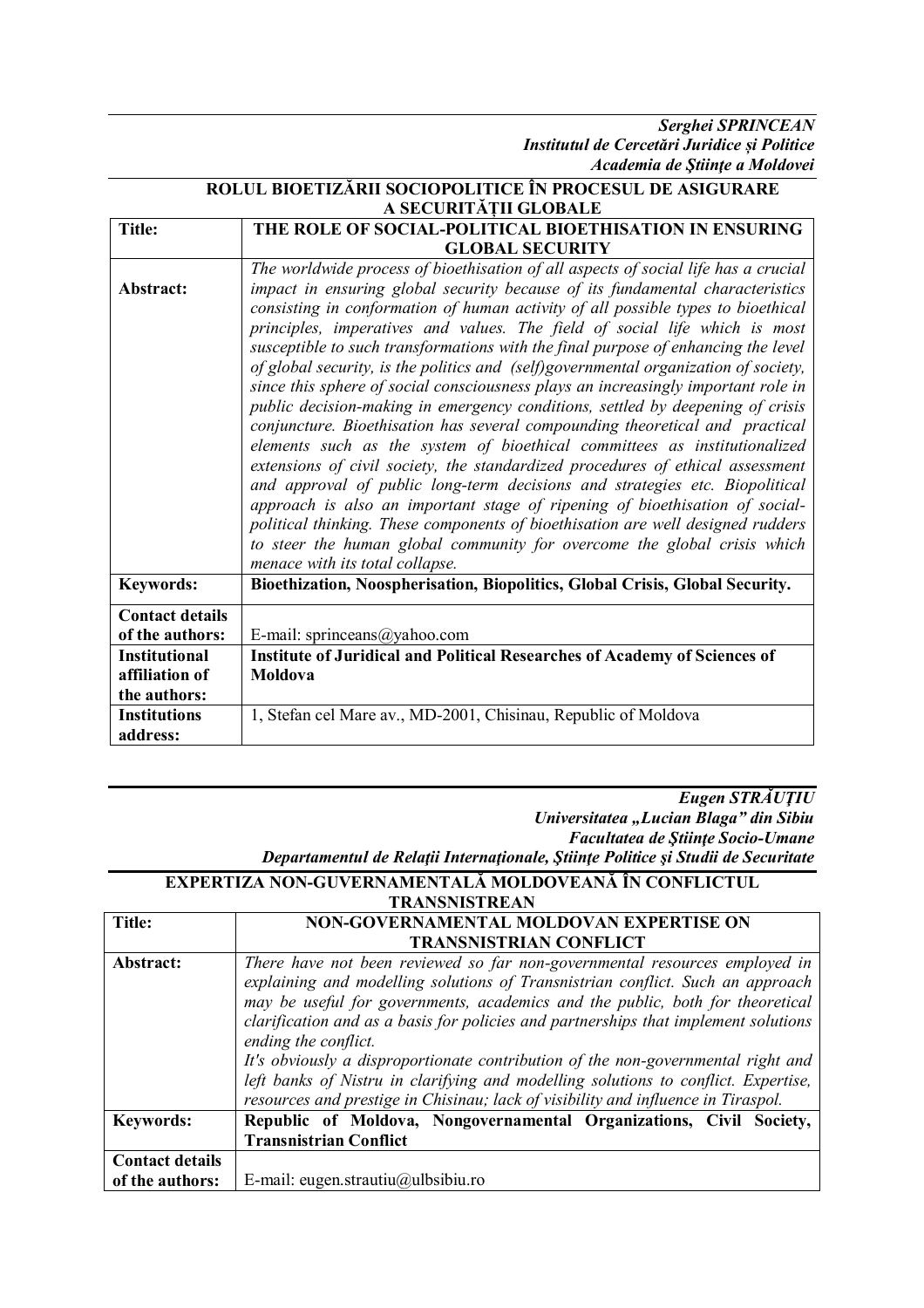***Serghei SPRINCEAN***
***Institutul de Cercetări Juridice și Politice***
***Academia de Ştiinţe a Moldovei***

## ROLUL BIOETIZĂRII SOCIOPOLITICE ÎN PROCESUL DE ASIGURARE A SECURITĂȚII GLOBALE

| **Title:** | **THE ROLE OF SOCIAL-POLITICAL BIOETHISATION IN ENSURING GLOBAL SECURITY** |
|---|---|
| **Abstract:** | *The worldwide process of bioethisation of all aspects of social life has a crucial impact in ensuring global security because of its fundamental characteristics consisting in conformation of human activity of all possible types to bioethical principles, imperatives and values. The field of social life which is most susceptible to such transformations with the final purpose of enhancing the level of global security, is the politics and (self)governmental organization of society, since this sphere of social consciousness plays an increasingly important role in public decision-making in emergency conditions, settled by deepening of crisis conjuncture. Bioethisation has several compounding theoretical and practical elements such as the system of bioethical committees as institutionalized extensions of civil society, the standardized procedures of ethical assessment and approval of public long-term decisions and strategies etc. Biopolitical approach is also an important stage of ripening of bioethisation of social-political thinking. These components of bioethisation are well designed rudders to steer the human global community for overcome the global crisis which menace with its total collapse.* |
| **Keywords:** | **Bioethization, Noospherisation, Biopolitics, Global Crisis, Global Security.** |
| **Contact details of the authors:** | E-mail: sprinceans@yahoo.com |
| **Institutional affiliation of the authors:** | **Institute of Juridical and Political Researches of Academy of Sciences of Moldova** |
| **Institutions address:** | 1, Stefan cel Mare av., MD-2001, Chisinau, Republic of Moldova |

***Eugen STRĂUȚIU***
***Universitatea „Lucian Blaga" din Sibiu***
***Facultatea de Ştiinţe Socio-Umane***
***Departamentul de Relaţii Internaţionale, Ştiinţe Politice şi Studii de Securitate***

## EXPERTIZA NON-GUVERNAMENTALĂ MOLDOVEANĂ ÎN CONFLICTUL TRANSNISTREAN

| **Title:** | **NON-GOVERNAMENTAL MOLDOVAN EXPERTISE ON TRANSNISTRIAN CONFLICT** |
|---|---|
| **Abstract:** | *There have not been reviewed so far non-governmental resources employed in explaining and modelling solutions of Transnistrian conflict. Such an approach may be useful for governments, academics and the public, both for theoretical clarification and as a basis for policies and partnerships that implement solutions ending the conflict.* <br> *It's obviously a disproportionate contribution of the non-governmental right and left banks of Nistru in clarifying and modelling solutions to conflict. Expertise, resources and prestige in Chisinau; lack of visibility and influence in Tiraspol.* |
| **Keywords:** | **Republic of Moldova, Nongovernamental Organizations, Civil Society, Transnistrian Conflict** |
| **Contact details of the authors:** | E-mail: eugen.strautiu@ulbsibiu.ro |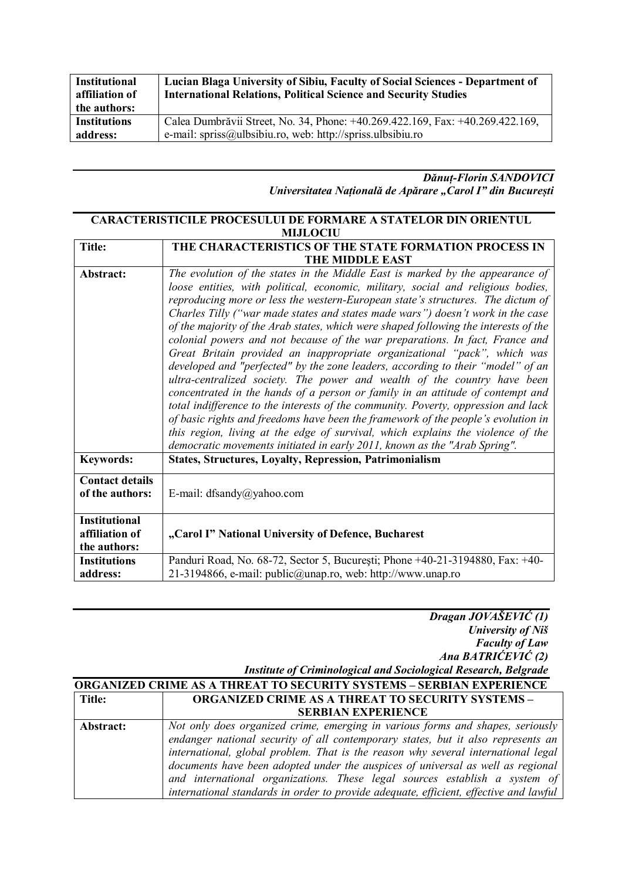| **Institutional affiliation of the authors:** | **Lucian Blaga University of Sibiu, Faculty of Social Sciences - Department of International Relations, Political Science and Security Studies** |
|---|---|
| **Institutions address:** | Calea Dumbrăvii Street, No. 34, Phone: +40.269.422.169, Fax: +40.269.422.169, e-mail: spriss@ulbsibiu.ro, web: http://spriss.ulbsibiu.ro |

***Dănuț-Florin SANDOVICI***
***Universitatea Națională de Apărare „Carol I" din București***

**CARACTERISTICILE PROCESULUI DE FORMARE A STATELOR DIN ORIENTUL MIJLOCIU**

| **Title:** | **THE CHARACTERISTICS OF THE STATE FORMATION PROCESS IN THE MIDDLE EAST** |
|---|---|
| **Abstract:** | *The evolution of the states in the Middle East is marked by the appearance of loose entities, with political, economic, military, social and religious bodies, reproducing more or less the western-European state's structures. The dictum of Charles Tilly ("war made states and states made wars") doesn't work in the case of the majority of the Arab states, which were shaped following the interests of the colonial powers and not because of the war preparations. In fact, France and Great Britain provided an inappropriate organizational "pack", which was developed and "perfected" by the zone leaders, according to their "model" of an ultra-centralized society. The power and wealth of the country have been concentrated in the hands of a person or family in an attitude of contempt and total indifference to the interests of the community. Poverty, oppression and lack of basic rights and freedoms have been the framework of the people's evolution in this region, living at the edge of survival, which explains the violence of the democratic movements initiated in early 2011, known as the "Arab Spring".* |
| **Keywords:** | **States, Structures, Loyalty, Repression, Patrimonialism** |
| **Contact details of the authors:** | E-mail: dfsandy@yahoo.com |
| **Institutional affiliation of the authors:** | **„Carol I" National University of Defence, Bucharest** |
| **Institutions address:** | Panduri Road, No. 68-72, Sector 5, București; Phone +40-21-3194880, Fax: +40-21-3194866, e-mail: public@unap.ro, web: http://www.unap.ro |

***Dragan JOVAŠEVIĆ (1)***
***University of Niš***
***Faculty of Law***
***Ana BATRIĆEVIĆ (2)***
***Institute of Criminological and Sociological Research, Belgrade***

**ORGANIZED CRIME AS A THREAT TO SECURITY SYSTEMS – SERBIAN EXPERIENCE**

| **Title:** | **ORGANIZED CRIME AS A THREAT TO SECURITY SYSTEMS – SERBIAN EXPERIENCE** |
|---|---|
| **Abstract:** | *Not only does organized crime, emerging in various forms and shapes, seriously endanger national security of all contemporary states, but it also represents an international, global problem. That is the reason why several international legal documents have been adopted under the auspices of universal as well as regional and international organizations. These legal sources establish a system of international standards in order to provide adequate, efficient, effective and lawful* |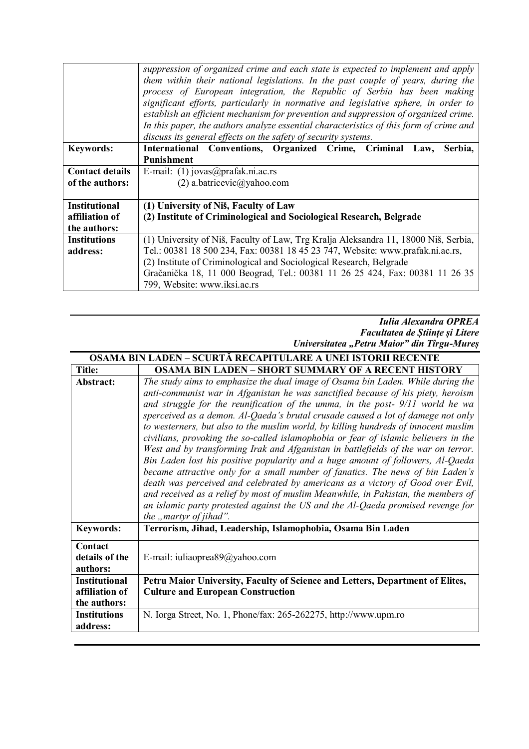| | |
|---|---|
| | *suppression of organized crime and each state is expected to implement and apply them within their national legislations. In the past couple of years, during the process of European integration, the Republic of Serbia has been making significant efforts, particularly in normative and legislative sphere, in order to establish an efficient mechanism for prevention and suppression of organized crime. In this paper, the authors analyze essential characteristics of this form of crime and discuss its general effects on the safety of security systems.* |
| **Keywords:** | **International Conventions, Organized Crime, Criminal Law, Serbia, Punishment** |
| **Contact details of the authors:** | E-mail: (1) jovas@prafak.ni.ac.rs<br>(2) a.batricevic@yahoo.com |
| **Institutional affiliation of the authors:** | **(1) University of Niš, Faculty of Law**<br>**(2) Institute of Criminological and Sociological Research, Belgrade** |
| **Institutions address:** | (1) University of Niš, Faculty of Law, Trg Kralja Aleksandra 11, 18000 Niš, Serbia, Tel.: 00381 18 500 234, Fax: 00381 18 45 23 747, Website: www.prafak.ni.ac.rs,<br>(2) Institute of Criminological and Sociological Research, Belgrade<br>Gračanička 18, 11 000 Beograd, Tel.: 00381 11 26 25 424, Fax: 00381 11 26 35 799, Website: www.iksi.ac.rs |

***Iulia Alexandra OPREA***
***Facultatea de Științe și Litere***
***Universitatea „Petru Maior" din Tîrgu-Mureș***

**OSAMA BIN LADEN – SCURTĂ RECAPITULARE A UNEI ISTORII RECENTE**

| | |
|---|---|
| **Title:** | **OSAMA BIN LADEN – SHORT SUMMARY OF A RECENT HISTORY** |
| **Abstract:** | *The study aims to emphasize the dual image of Osama bin Laden. While during the anti-communist war in Afganistan he was sanctified because of his piety, heroism and struggle for the reunification of the umma, in the post- 9/11 world he wa sperceived as a demon. Al-Qaeda's brutal crusade caused a lot of damege not only to westerners, but also to the muslim world, by killing hundreds of innocent muslim civilians, provoking the so-called islamophobia or fear of islamic believers in the West and by transforming Irak and Afganistan in battlefields of the war on terror. Bin Laden lost his positive popularity and a huge amount of followers, Al-Qaeda became attractive only for a small number of fanatics. The news of bin Laden's death was perceived and celebrated by americans as a victory of Good over Evil, and received as a relief by most of muslim Meanwhile, in Pakistan, the members of an islamic party protested against the US and the Al-Qaeda promised revenge for the „martyr of jihad".* |
| **Keywords:** | **Terrorism, Jihad, Leadership, Islamophobia, Osama Bin Laden** |
| **Contact details of the authors:** | E-mail: iuliaoprea89@yahoo.com |
| **Institutional affiliation of the authors:** | **Petru Maior University, Faculty of Science and Letters, Department of Elites, Culture and European Construction** |
| **Institutions address:** | N. Iorga Street, No. 1, Phone/fax: 265-262275, http://www.upm.ro |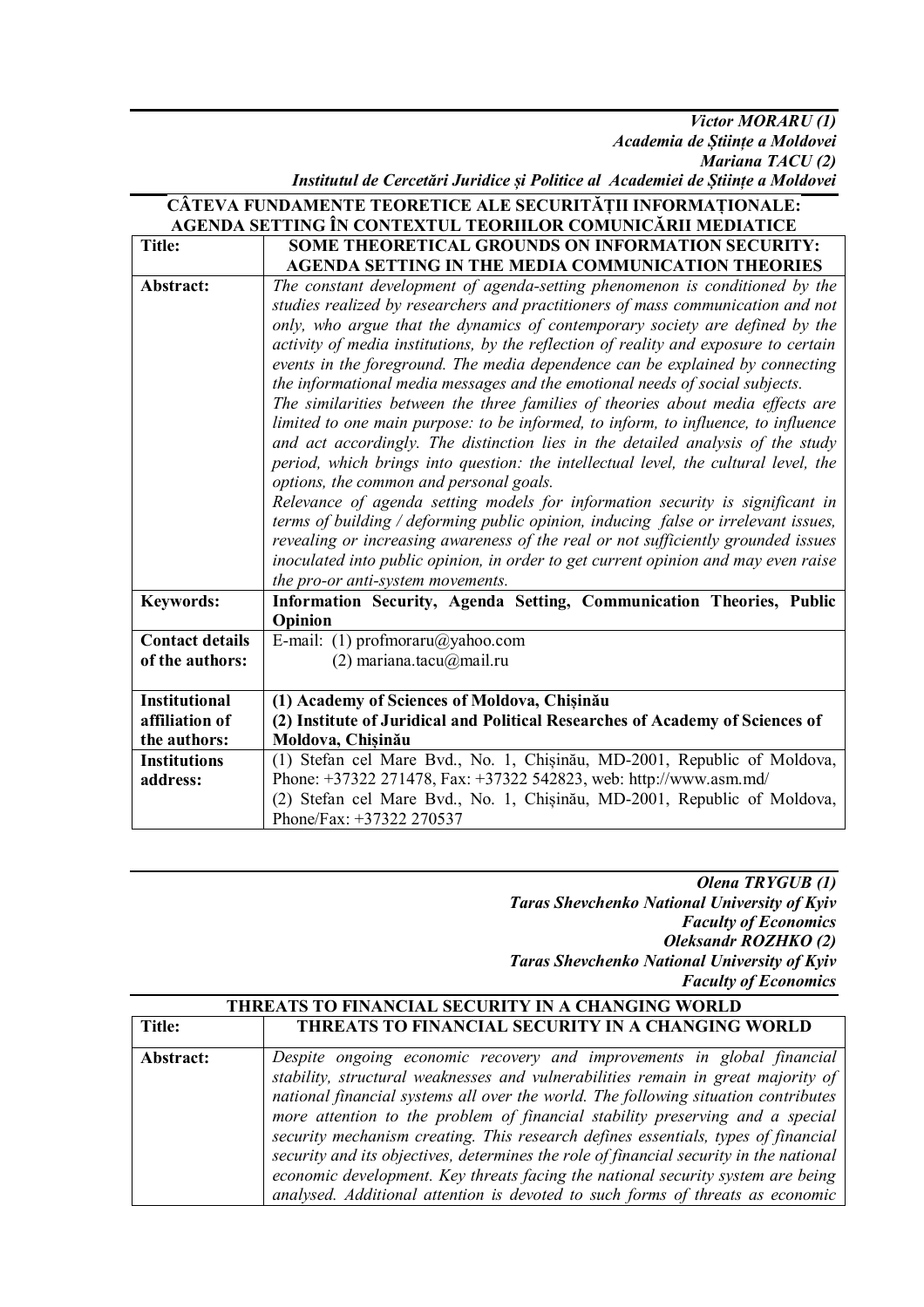***Victor MORARU (1)***
***Academia de Științe a Moldovei***
***Mariana TACU (2)***
***Institutul de Cercetări Juridice și Politice al Academiei de Științe a Moldovei***

## CÂTEVA FUNDAMENTE TEORETICE ALE SECURITĂȚII INFORMAȚIONALE: AGENDA SETTING ÎN CONTEXTUL TEORIILOR COMUNICĂRII MEDIATICE

| | |
|---|---|
| **Title:** | **SOME THEORETICAL GROUNDS ON INFORMATION SECURITY: AGENDA SETTING IN THE MEDIA COMMUNICATION THEORIES** |
| **Abstract:** | *The constant development of agenda-setting phenomenon is conditioned by the studies realized by researchers and practitioners of mass communication and not only, who argue that the dynamics of contemporary society are defined by the activity of media institutions, by the reflection of reality and exposure to certain events in the foreground. The media dependence can be explained by connecting the informational media messages and the emotional needs of social subjects.* <br> *The similarities between the three families of theories about media effects are limited to one main purpose: to be informed, to inform, to influence, to influence and act accordingly. The distinction lies in the detailed analysis of the study period, which brings into question: the intellectual level, the cultural level, the options, the common and personal goals.* <br> *Relevance of agenda setting models for information security is significant in terms of building / deforming public opinion, inducing false or irrelevant issues, revealing or increasing awareness of the real or not sufficiently grounded issues inoculated into public opinion, in order to get current opinion and may even raise the pro-or anti-system movements.* |
| **Keywords:** | **Information Security, Agenda Setting, Communication Theories, Public Opinion** |
| **Contact details of the authors:** | E-mail: (1) profmoraru@yahoo.com <br> (2) mariana.tacu@mail.ru |
| **Institutional affiliation of the authors:** | **(1) Academy of Sciences of Moldova, Chișinău** <br> **(2) Institute of Juridical and Political Researches of Academy of Sciences of Moldova, Chișinău** |
| **Institutions address:** | (1) Stefan cel Mare Bvd., No. 1, Chișinău, MD-2001, Republic of Moldova, Phone: +37322 271478, Fax: +37322 542823, web: http://www.asm.md/ <br> (2) Stefan cel Mare Bvd., No. 1, Chișinău, MD-2001, Republic of Moldova, Phone/Fax: +37322 270537 |

***Olena TRYGUB (1)***
***Taras Shevchenko National University of Kyiv***
***Faculty of Economics***
***Oleksandr ROZHKO (2)***
***Taras Shevchenko National University of Kyiv***
***Faculty of Economics***

## THREATS TO FINANCIAL SECURITY IN A CHANGING WORLD

| | |
|---|---|
| **Title:** | **THREATS TO FINANCIAL SECURITY IN A CHANGING WORLD** |
| **Abstract:** | *Despite ongoing economic recovery and improvements in global financial stability, structural weaknesses and vulnerabilities remain in great majority of national financial systems all over the world. The following situation contributes more attention to the problem of financial stability preserving and a special security mechanism creating. This research defines essentials, types of financial security and its objectives, determines the role of financial security in the national economic development. Key threats facing the national security system are being analysed. Additional attention is devoted to such forms of threats as economic* |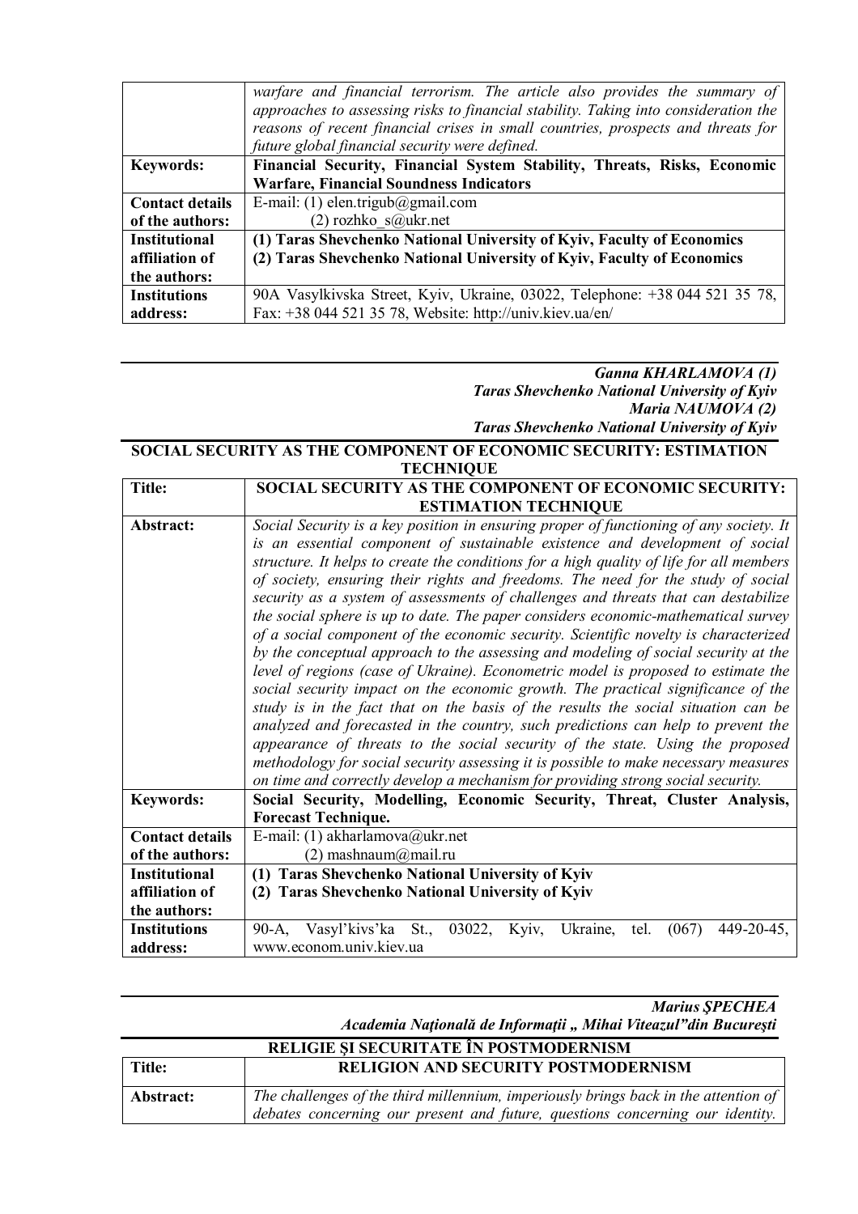|  | *warfare and financial terrorism. The article also provides the summary of approaches to assessing risks to financial stability. Taking into consideration the reasons of recent financial crises in small countries, prospects and threats for future global financial security were defined.* |
|---|---|
| **Keywords:** | **Financial Security, Financial System Stability, Threats, Risks, Economic Warfare, Financial Soundness Indicators** |
| **Contact details of the authors:** | E-mail: (1) elen.trigub@gmail.com<br>(2) rozhko_s@ukr.net |
| **Institutional affiliation of the authors:** | **(1) Taras Shevchenko National University of Kyiv, Faculty of Economics**<br>**(2) Taras Shevchenko National University of Kyiv, Faculty of Economics** |
| **Institutions address:** | 90A Vasylkivska Street, Kyiv, Ukraine, 03022, Telephone: +38 044 521 35 78, Fax: +38 044 521 35 78, Website: http://univ.kiev.ua/en/ |

***Ganna KHARLAMOVA (1)***
***Taras Shevchenko National University of Kyiv***
***Maria NAUMOVA (2)***
***Taras Shevchenko National University of Kyiv***

## SOCIAL SECURITY AS THE COMPONENT OF ECONOMIC SECURITY: ESTIMATION TECHNIQUE

| **Title:** | **SOCIAL SECURITY AS THE COMPONENT OF ECONOMIC SECURITY: ESTIMATION TECHNIQUE** |
|---|---|
| **Abstract:** | *Social Security is a key position in ensuring proper of functioning of any society. It is an essential component of sustainable existence and development of social structure. It helps to create the conditions for a high quality of life for all members of society, ensuring their rights and freedoms. The need for the study of social security as a system of assessments of challenges and threats that can destabilize the social sphere is up to date. The paper considers economic-mathematical survey of a social component of the economic security. Scientific novelty is characterized by the conceptual approach to the assessing and modeling of social security at the level of regions (case of Ukraine). Econometric model is proposed to estimate the social security impact on the economic growth. The practical significance of the study is in the fact that on the basis of the results the social situation can be analyzed and forecasted in the country, such predictions can help to prevent the appearance of threats to the social security of the state. Using the proposed methodology for social security assessing it is possible to make necessary measures on time and correctly develop a mechanism for providing strong social security.* |
| **Keywords:** | **Social Security, Modelling, Economic Security, Threat, Cluster Analysis, Forecast Technique.** |
| **Contact details of the authors:** | E-mail: (1) akharlamova@ukr.net<br>(2) mashnaum@mail.ru |
| **Institutional affiliation of the authors:** | **(1) Taras Shevchenko National University of Kyiv**<br>**(2) Taras Shevchenko National University of Kyiv** |
| **Institutions address:** | 90-A, Vasyl'kivs'ka St., 03022, Kyiv, Ukraine, tel. (067) 449-20-45, www.econom.univ.kiev.ua |

***Marius ŞPECHEA***
***Academia Naţională de Informaţii „ Mihai Viteazul"din Bucureşti***

## RELIGIE ŞI SECURITATE ÎN POSTMODERNISM

| **Title:** | **RELIGION AND SECURITY POSTMODERNISM** |
|---|---|
| **Abstract:** | *The challenges of the third millennium, imperiously brings back in the attention of debates concerning our present and future, questions concerning our identity.* |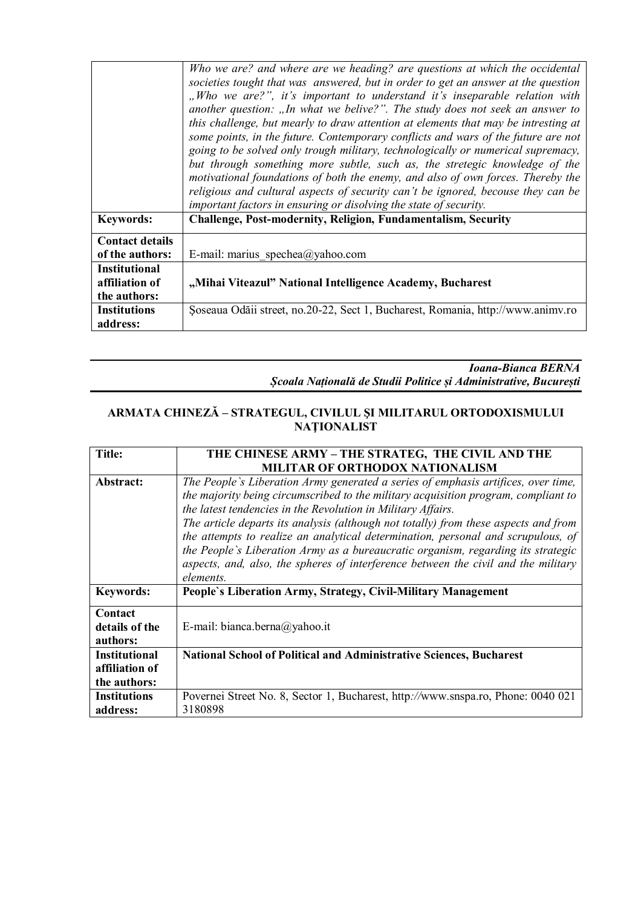| | *Who we are? and where are we heading? are questions at which the occidental societies tought that was answered, but in order to get an answer at the question „Who we are?", it's important to understand it's inseparable relation with another question: „In what we belive?". The study does not seek an answer to this challenge, but mearly to draw attention at elements that may be intresting at some points, in the future. Contemporary conflicts and wars of the future are not going to be solved only trough military, technologically or numerical supremacy, but through something more subtle, such as, the stregetic knowledge of the motivational foundations of both the enemy, and also of own forces. Thereby the religious and cultural aspects of security can't be ignored, becouse they can be important factors in ensuring or disolving the state of security.* |
|---|---|
| **Keywords:** | **Challenge, Post-modernity, Religion, Fundamentalism, Security** |
| **Contact details of the authors:** | E-mail: marius_spechea@yahoo.com |
| **Institutional affiliation of the authors:** | **„Mihai Viteazul" National Intelligence Academy, Bucharest** |
| **Institutions address:** | Şoseaua Odăii street, no.20-22, Sect 1, Bucharest, Romania, http://www.animv.ro |

***Ioana-Bianca BERNA***
***Școala Națională de Studii Politice și Administrative, București***

## ARMATA CHINEZĂ – STRATEGUL, CIVILUL ŞI MILITARUL ORTODOXISMULUI NAŢIONALIST

| **Title:** | **THE CHINESE ARMY – THE STRATEG, THE CIVIL AND THE MILITAR OF ORTHODOX NATIONALISM** |
|---|---|
| **Abstract:** | *The People`s Liberation Army generated a series of emphasis artifices, over time, the majority being circumscribed to the military acquisition program, compliant to the latest tendencies in the Revolution in Military Affairs.* *The article departs its analysis (although not totally) from these aspects and from the attempts to realize an analytical determination, personal and scrupulous, of the People`s Liberation Army as a bureaucratic organism, regarding its strategic aspects, and, also, the spheres of interference between the civil and the military elements.* |
| **Keywords:** | **People`s Liberation Army, Strategy, Civil-Military Management** |
| **Contact details of the authors:** | E-mail: bianca.berna@yahoo.it |
| **Institutional affiliation of the authors:** | **National School of Political and Administrative Sciences, Bucharest** |
| **Institutions address:** | Povernei Street No. 8, Sector 1, Bucharest, http://www.snspa.ro, Phone: 0040 021 3180898 |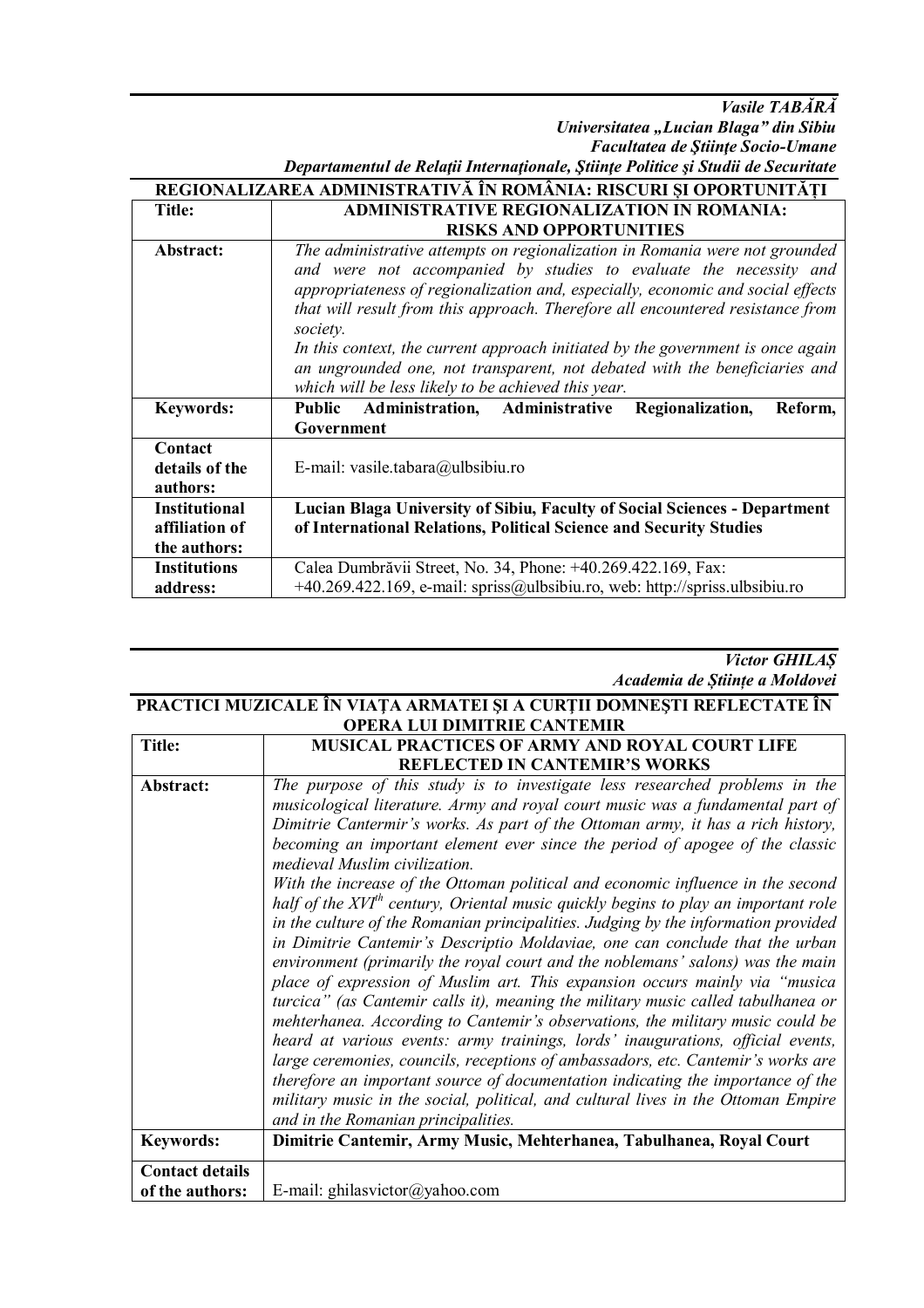*Vasile TABĂRĂ*
*Universitatea „Lucian Blaga" din Sibiu*
*Facultatea de Ştiinţe Socio-Umane*
*Departamentul de Relaţii Internaţionale, Ştiinţe Politice şi Studii de Securitate*

**REGIONALIZAREA ADMINISTRATIVĂ ÎN ROMÂNIA: RISCURI ȘI OPORTUNITĂȚI**

| | |
|---|---|
| **Title:** | **ADMINISTRATIVE REGIONALIZATION IN ROMANIA: RISKS AND OPPORTUNITIES** |
| **Abstract:** | *The administrative attempts on regionalization in Romania were not grounded and were not accompanied by studies to evaluate the necessity and appropriateness of regionalization and, especially, economic and social effects that will result from this approach. Therefore all encountered resistance from society.* *In this context, the current approach initiated by the government is once again an ungrounded one, not transparent, not debated with the beneficiaries and which will be less likely to be achieved this year.* |
| **Keywords:** | **Public Administration, Administrative Regionalization, Reform, Government** |
| **Contact details of the authors:** | E-mail: vasile.tabara@ulbsibiu.ro |
| **Institutional affiliation of the authors:** | **Lucian Blaga University of Sibiu, Faculty of Social Sciences - Department of International Relations, Political Science and Security Studies** |
| **Institutions address:** | Calea Dumbrăvii Street, No. 34, Phone: +40.269.422.169, Fax: +40.269.422.169, e-mail: spriss@ulbsibiu.ro, web: http://spriss.ulbsibiu.ro |

*Victor GHILAȘ*
*Academia de Științe a Moldovei*

**PRACTICI MUZICALE ÎN VIAȚA ARMATEI ȘI A CURȚII DOMNEȘTI REFLECTATE ÎN OPERA LUI DIMITRIE CANTEMIR**

| | |
|---|---|
| **Title:** | **MUSICAL PRACTICES OF ARMY AND ROYAL COURT LIFE REFLECTED IN CANTEMIR'S WORKS** |
| **Abstract:** | *The purpose of this study is to investigate less researched problems in the musicological literature. Army and royal court music was a fundamental part of Dimitrie Cantermir's works. As part of the Ottoman army, it has a rich history, becoming an important element ever since the period of apogee of the classic medieval Muslim civilization.* *With the increase of the Ottoman political and economic influence in the second half of the XVI<sup>th</sup> century, Oriental music quickly begins to play an important role in the culture of the Romanian principalities. Judging by the information provided in Dimitrie Cantemir's Descriptio Moldaviae, one can conclude that the urban environment (primarily the royal court and the noblemans' salons) was the main place of expression of Muslim art. This expansion occurs mainly via "musica turcica" (as Cantemir calls it), meaning the military music called tabulhanea or mehterhanea. According to Cantemir's observations, the military music could be heard at various events: army trainings, lords' inaugurations, official events, large ceremonies, councils, receptions of ambassadors, etc. Cantemir's works are therefore an important source of documentation indicating the importance of the military music in the social, political, and cultural lives in the Ottoman Empire and in the Romanian principalities.* |
| **Keywords:** | **Dimitrie Cantemir, Army Music, Mehterhanea, Tabulhanea, Royal Court** |
| **Contact details of the authors:** | E-mail: ghilasvictor@yahoo.com |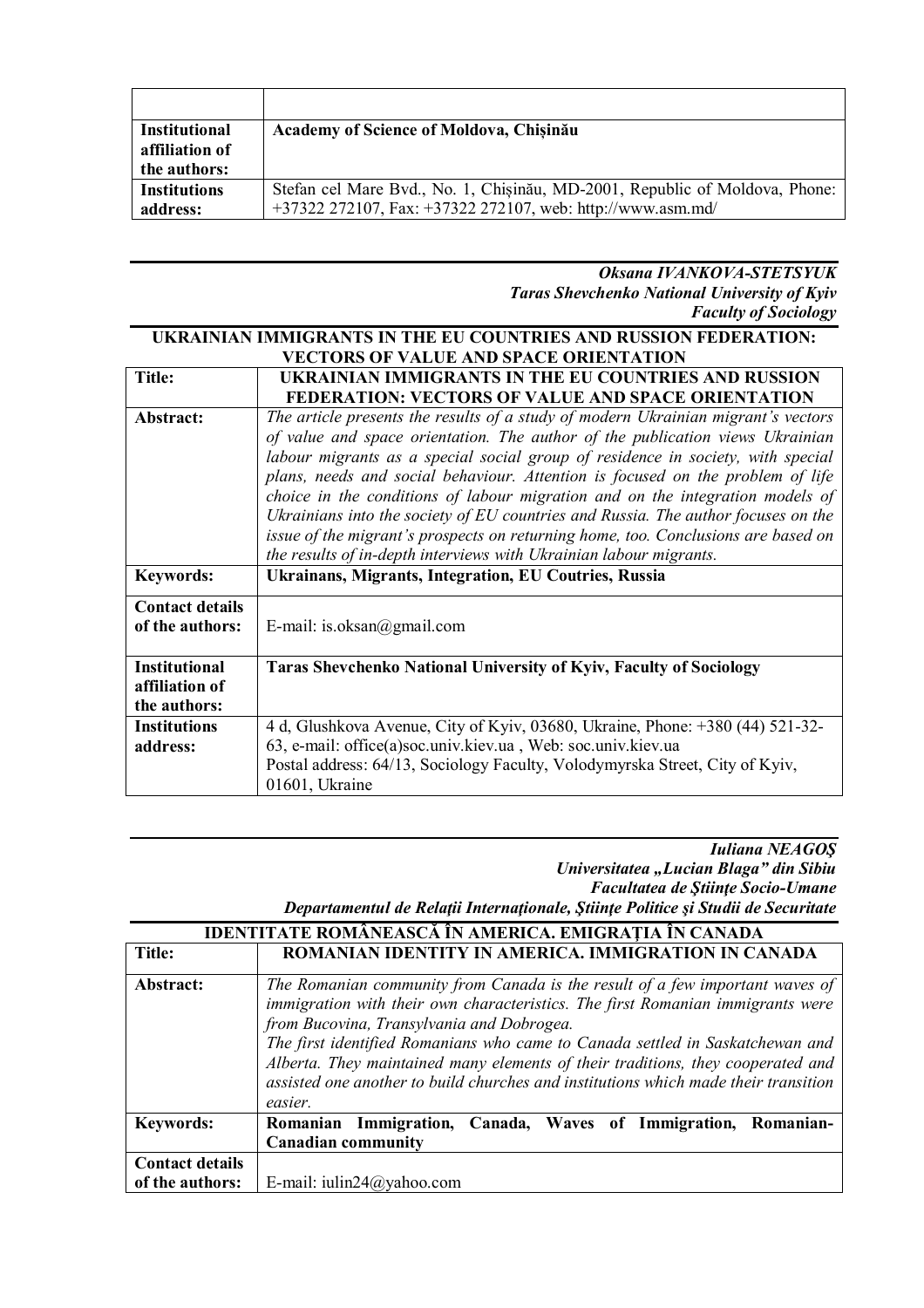| | |
|---|---|
| **Institutional affiliation of the authors:** | **Academy of Science of Moldova, Chișinău** |
| **Institutions address:** | Stefan cel Mare Bvd., No. 1, Chișinău, MD-2001, Republic of Moldova, Phone: +37322 272107, Fax: +37322 272107, web: http://www.asm.md/ |

***Oksana IVANKOVA-STETSYUK***
***Taras Shevchenko National University of Kyiv***
***Faculty of Sociology***

**UKRAINIAN IMMIGRANTS IN THE EU COUNTRIES AND RUSSION FEDERATION: VECTORS OF VALUE AND SPACE ORIENTATION**

| | |
|---|---|
| **Title:** | **UKRAINIAN IMMIGRANTS IN THE EU COUNTRIES AND RUSSION FEDERATION: VECTORS OF VALUE AND SPACE ORIENTATION** |
| **Abstract:** | *The article presents the results of a study of modern Ukrainian migrant's vectors of value and space orientation. The author of the publication views Ukrainian labour migrants as a special social group of residence in society, with special plans, needs and social behaviour. Attention is focused on the problem of life choice in the conditions of labour migration and on the integration models of Ukrainians into the society of EU countries and Russia. The author focuses on the issue of the migrant's prospects on returning home, too. Conclusions are based on the results of in-depth interviews with Ukrainian labour migrants.* |
| **Keywords:** | **Ukrainans, Migrants, Integration, EU Coutries, Russia** |
| **Contact details of the authors:** | E-mail: is.oksan@gmail.com |
| **Institutional affiliation of the authors:** | **Taras Shevchenko National University of Kyiv, Faculty of Sociology** |
| **Institutions address:** | 4 d, Glushkova Avenue, City of Kyiv, 03680, Ukraine, Phone: +380 (44) 521-32-63, e-mail: office(a)soc.univ.kiev.ua , Web: soc.univ.kiev.ua<br>Postal address: 64/13, Sociology Faculty, Volodymyrska Street, City of Kyiv, 01601, Ukraine |

***Iuliana NEAGOŞ***
***Universitatea „Lucian Blaga" din Sibiu***
***Facultatea de Ştiinţe Socio-Umane***
***Departamentul de Relaţii Internaţionale, Ştiinţe Politice şi Studii de Securitate***

**IDENTITATE ROMÂNEASCĂ ÎN AMERICA. EMIGRAŢIA ÎN CANADA**

| | |
|---|---|
| **Title:** | **ROMANIAN IDENTITY IN AMERICA. IMMIGRATION IN CANADA** |
| **Abstract:** | *The Romanian community from Canada is the result of a few important waves of immigration with their own characteristics. The first Romanian immigrants were from Bucovina, Transylvania and Dobrogea.*<br>*The first identified Romanians who came to Canada settled in Saskatchewan and Alberta. They maintained many elements of their traditions, they cooperated and assisted one another to build churches and institutions which made their transition easier.* |
| **Keywords:** | **Romanian Immigration, Canada, Waves of Immigration, Romanian-Canadian community** |
| **Contact details of the authors:** | E-mail: iulin24@yahoo.com |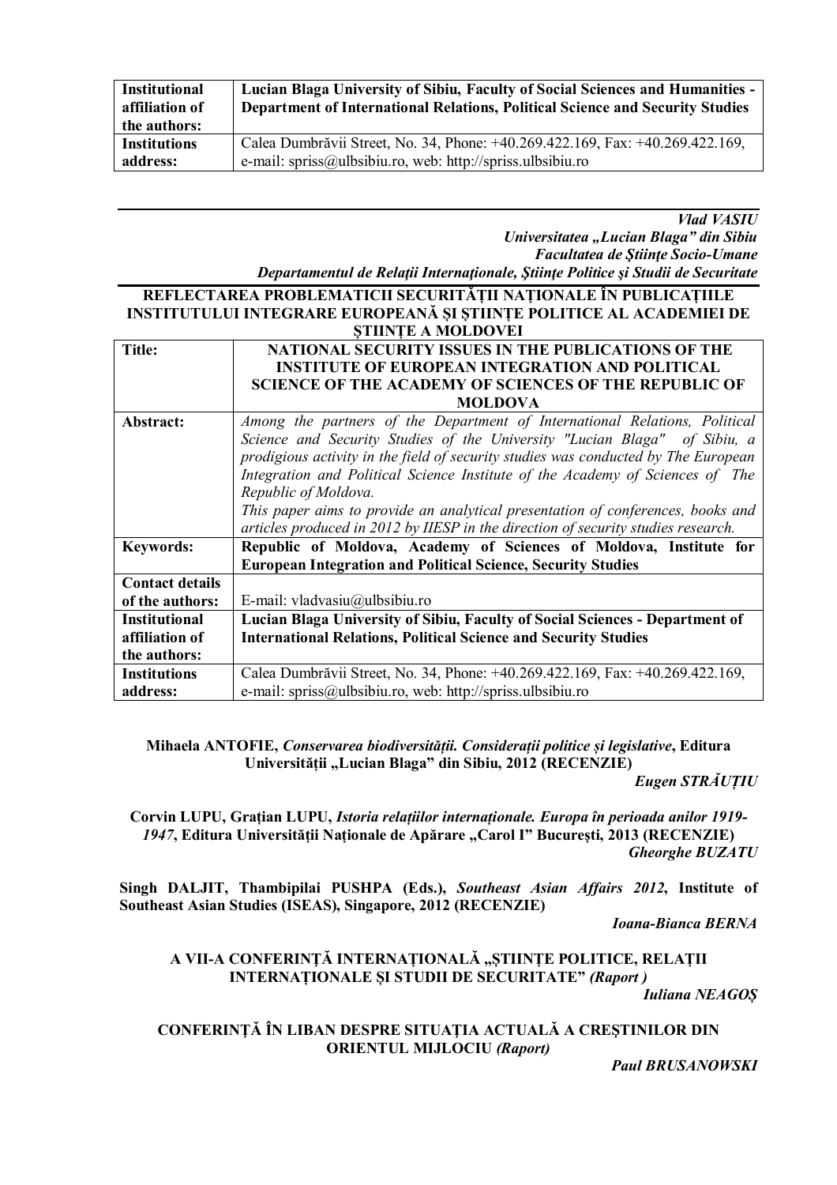| | |
|---|---|
| **Institutional affiliation of the authors:** | **Lucian Blaga University of Sibiu, Faculty of Social Sciences and Humanities - Department of International Relations, Political Science and Security Studies** |
| **Institutions address:** | Calea Dumbrăvii Street, No. 34, Phone: +40.269.422.169, Fax: +40.269.422.169, e-mail: spriss@ulbsibiu.ro, web: http://spriss.ulbsibiu.ro |

***Vlad VASIU***
***Universitatea „Lucian Blaga" din Sibiu***
***Facultatea de Ştiinţe Socio-Umane***
***Departamentul de Relaţii Internaţionale, Ştiinţe Politice şi Studii de Securitate***

**REFLECTAREA PROBLEMATICII SECURITĂŢII NAŢIONALE ÎN PUBLICAŢIILE INSTITUTULUI INTEGRARE EUROPEANĂ ŞI ŞTIINŢE POLITICE AL ACADEMIEI DE ŞTIINŢE A MOLDOVEI**

| | |
|---|---|
| **Title:** | **NATIONAL SECURITY ISSUES IN THE PUBLICATIONS OF THE INSTITUTE OF EUROPEAN INTEGRATION AND POLITICAL SCIENCE OF THE ACADEMY OF SCIENCES OF THE REPUBLIC OF MOLDOVA** |
| **Abstract:** | *Among the partners of the Department of International Relations, Political Science and Security Studies of the University "Lucian Blaga" of Sibiu, a prodigious activity in the field of security studies was conducted by The European Integration and Political Science Institute of the Academy of Sciences of The Republic of Moldova.* *This paper aims to provide an analytical presentation of conferences, books and articles produced in 2012 by IIESP in the direction of security studies research.* |
| **Keywords:** | **Republic of Moldova, Academy of Sciences of Moldova, Institute for European Integration and Political Science, Security Studies** |
| **Contact details of the authors:** | E-mail: vladvasiu@ulbsibiu.ro |
| **Institutional affiliation of the authors:** | **Lucian Blaga University of Sibiu, Faculty of Social Sciences - Department of International Relations, Political Science and Security Studies** |
| **Institutions address:** | Calea Dumbrăvii Street, No. 34, Phone: +40.269.422.169, Fax: +40.269.422.169, e-mail: spriss@ulbsibiu.ro, web: http://spriss.ulbsibiu.ro |

**Mihaela ANTOFIE, *Conservarea biodiversităţii. Consideraţii politice şi legislative*, Editura Universităţii „Lucian Blaga" din Sibiu, 2012 (RECENZIE)**

***Eugen STRĂUŢIU***

**Corvin LUPU, Graţian LUPU, *Istoria relaţiilor internaţionale. Europa în perioada anilor 1919-1947*, Editura Universităţii Naţionale de Apărare „Carol I" Bucureşti, 2013 (RECENZIE)**

***Gheorghe BUZATU***

**Singh DALJIT, Thambipilai PUSHPA (Eds.), *Southeast Asian Affairs 2012*, Institute of Southeast Asian Studies (ISEAS), Singapore, 2012 (RECENZIE)**

***Ioana-Bianca BERNA***

**A VII-A CONFERINŢĂ INTERNAŢIONALĂ „ŞTIINŢE POLITICE, RELAŢII INTERNAŢIONALE ŞI STUDII DE SECURITATE" *(Raport )***

***Iuliana NEAGOŞ***

**CONFERINŢĂ ÎN LIBAN DESPRE SITUAŢIA ACTUALĂ A CREŞTINILOR DIN ORIENTUL MIJLOCIU *(Raport)***

***Paul BRUSANOWSKI***